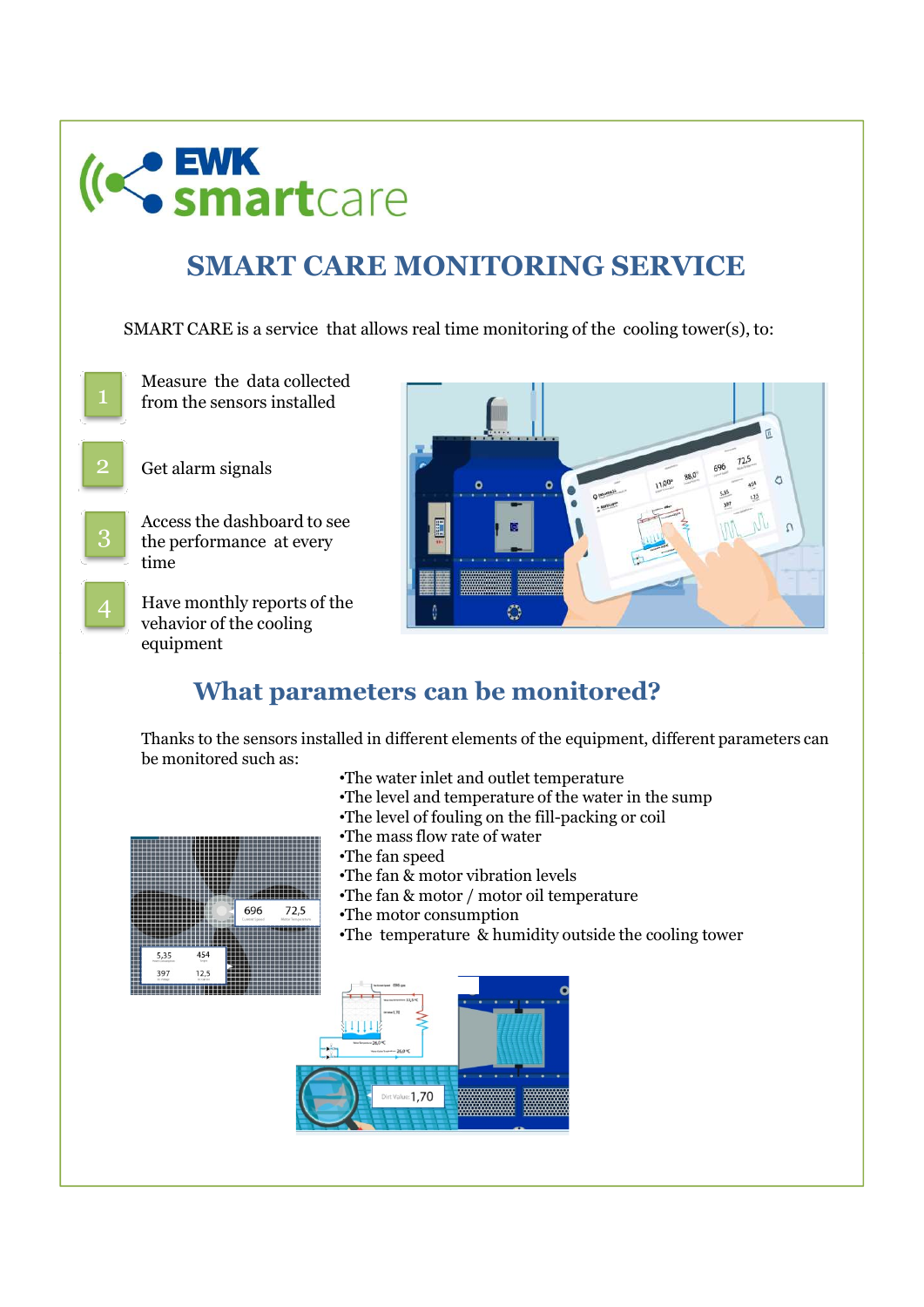# EWK smartcare

## SMART CARE MONITORING SERVICE

SMART CARE is a service that allows real time monitoring of the cooling tower(s), to:

1. Measure the data collected from the sensors installed
2. Get alarm signals
3. Access the dashboard to see the performance at every time
4. Have monthly reports of the vehavior of the cooling equipment

## What parameters can be monitored?

Thanks to the sensors installed in different elements of the equipment, different parameters can be monitored such as:

- The water inlet and outlet temperature
- The level and temperature of the water in the sump
- The level of fouling on the fill-packing or coil
- The mass flow rate of water
- The fan speed
- The fan & motor vibration levels
- The fan & motor / motor oil temperature
- The motor consumption
- The temperature & humidity outside the cooling tower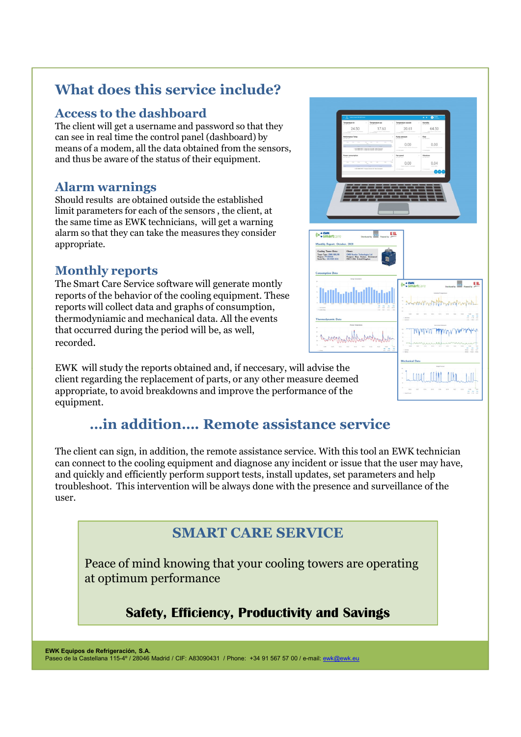# What does this service include?

## Access to the dashboard

The client will get a username and password so that they can see in real time the control panel (dashboard) by means of a modem, all the data obtained from the sensors, and thus be aware of the status of their equipment.

## Alarm warnings

Should results are obtained outside the established limit parameters for each of the sensors , the client, at the same time as EWK technicians, will get a warning alarm so that they can take the measures they consider appropriate.

## Monthly reports

The Smart Care Service software will generate montly reports of the behavior of the cooling equipment. These reports will collect data and graphs of consumption, thermodyniamic and mechanical data. All the events that occurred during the period will be, as well, recorded.

EWK will study the reports obtained and, if neccesary, will advise the client regarding the replacement of parts, or any other measure deemed appropriate, to avoid breakdowns and improve the performance of the equipment.

## ...in addition.... Remote assistance service

The client can sign, in addition, the remote assistance service. With this tool an EWK technician can connect to the cooling equipment and diagnose any incident or issue that the user may have, and quickly and efficiently perform support tests, install updates, set parameters and help troubleshoot. This intervention will be always done with the presence and surveillance of the user.

## SMART CARE SERVICE

Peace of mind knowing that your cooling towers are operating at optimum performance

**Safety, Efficiency, Productivity and Savings**

**EWK Equipos de Refrigeración, S.A.**
Paseo de la Castellana 115-4º / 28046 Madrid / CIF: A83090431 / Phone: +34 91 567 57 00 / e-mail: ewk@ewk.eu